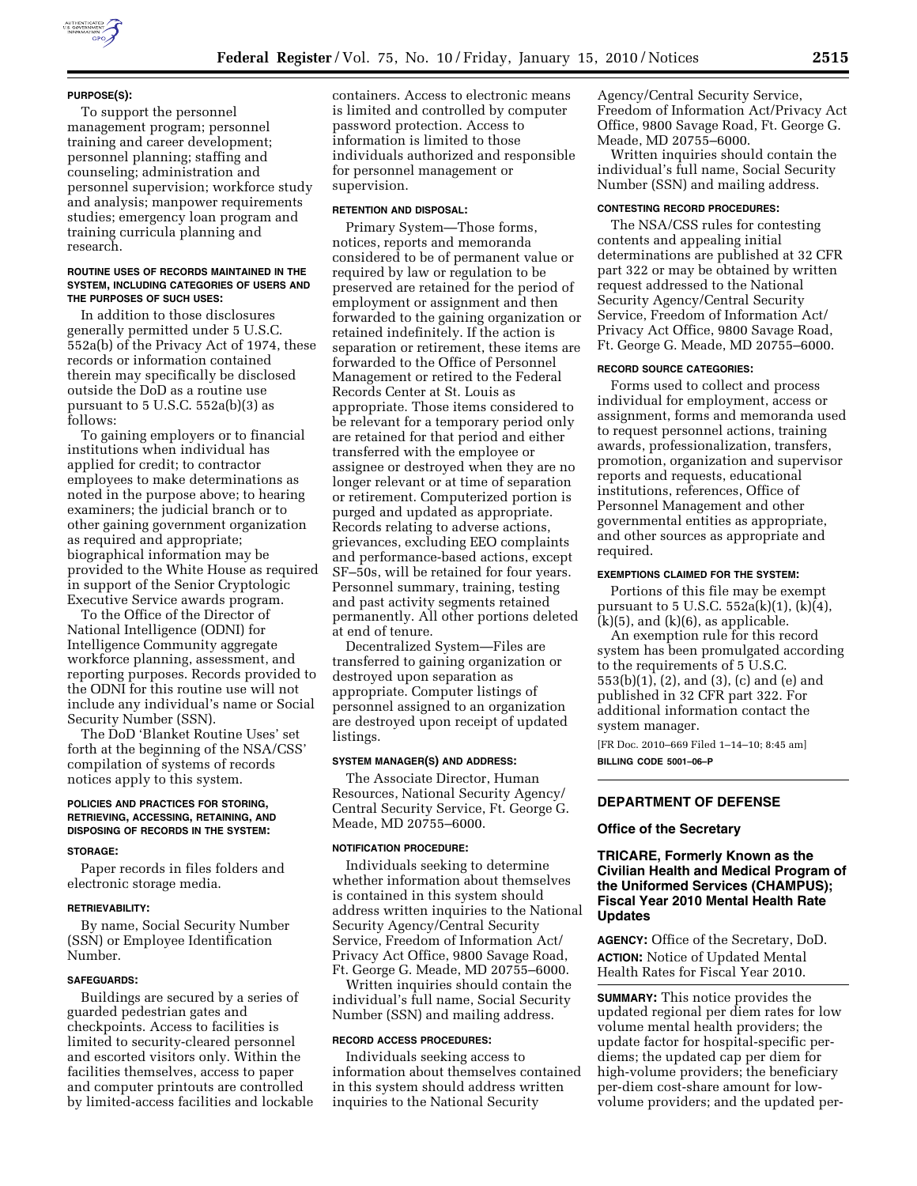#### PURPOSE(S):

To support the personnel management program; personnel training and career development; personnel planning; staffing and counseling; administration and personnel supervision; workforce study and analysis; manpower requirements studies; emergency loan program and training curricula planning and research.

#### ROUTINE USES OF RECORDS MAINTAINED IN THE SYSTEM, INCLUDING CATEGORIES OF USERS AND THE PURPOSES OF SUCH USES:

In addition to those disclosures generally permitted under 5 U.S.C. 552a(b) of the Privacy Act of 1974, these records or information contained therein may specifically be disclosed outside the DoD as a routine use pursuant to 5 U.S.C. 552a(b)(3) as follows:

To gaining employers or to financial institutions when individual has applied for credit; to contractor employees to make determinations as noted in the purpose above; to hearing examiners; the judicial branch or to other gaining government organization as required and appropriate; biographical information may be provided to the White House as required in support of the Senior Cryptologic Executive Service awards program.

To the Office of the Director of National Intelligence (ODNI) for Intelligence Community aggregate workforce planning, assessment, and reporting purposes. Records provided to the ODNI for this routine use will not include any individual's name or Social Security Number (SSN).

The DoD 'Blanket Routine Uses' set forth at the beginning of the NSA/CSS' compilation of systems of records notices apply to this system.

#### POLICIES AND PRACTICES FOR STORING, RETRIEVING, ACCESSING, RETAINING, AND DISPOSING OF RECORDS IN THE SYSTEM:

#### STORAGE:

Paper records in files folders and electronic storage media.

#### RETRIEVABILITY:

By name, Social Security Number (SSN) or Employee Identification Number.

#### SAFEGUARDS:

Buildings are secured by a series of guarded pedestrian gates and checkpoints. Access to facilities is limited to security-cleared personnel and escorted visitors only. Within the facilities themselves, access to paper and computer printouts are controlled by limited-access facilities and lockable containers. Access to electronic means is limited and controlled by computer password protection. Access to information is limited to those individuals authorized and responsible for personnel management or supervision.

#### RETENTION AND DISPOSAL:

Primary System—Those forms, notices, reports and memoranda considered to be of permanent value or required by law or regulation to be preserved are retained for the period of employment or assignment and then forwarded to the gaining organization or retained indefinitely. If the action is separation or retirement, these items are forwarded to the Office of Personnel Management or retired to the Federal Records Center at St. Louis as appropriate. Those items considered to be relevant for a temporary period only are retained for that period and either transferred with the employee or assignee or destroyed when they are no longer relevant or at time of separation or retirement. Computerized portion is purged and updated as appropriate. Records relating to adverse actions, grievances, excluding EEO complaints and performance-based actions, except SF–50s, will be retained for four years. Personnel summary, training, testing and past activity segments retained permanently. All other portions deleted at end of tenure.

Decentralized System—Files are transferred to gaining organization or destroyed upon separation as appropriate. Computer listings of personnel assigned to an organization are destroyed upon receipt of updated listings.

#### SYSTEM MANAGER(S) AND ADDRESS:

The Associate Director, Human Resources, National Security Agency/Central Security Service, Ft. George G. Meade, MD 20755–6000.

#### NOTIFICATION PROCEDURE:

Individuals seeking to determine whether information about themselves is contained in this system should address written inquiries to the National Security Agency/Central Security Service, Freedom of Information Act/Privacy Act Office, 9800 Savage Road, Ft. George G. Meade, MD 20755–6000.

Written inquiries should contain the individual's full name, Social Security Number (SSN) and mailing address.

#### RECORD ACCESS PROCEDURES:

Individuals seeking access to information about themselves contained in this system should address written inquiries to the National Security Agency/Central Security Service, Freedom of Information Act/Privacy Act Office, 9800 Savage Road, Ft. George G. Meade, MD 20755–6000.

Written inquiries should contain the individual's full name, Social Security Number (SSN) and mailing address.

#### CONTESTING RECORD PROCEDURES:

The NSA/CSS rules for contesting contents and appealing initial determinations are published at 32 CFR part 322 or may be obtained by written request addressed to the National Security Agency/Central Security Service, Freedom of Information Act/Privacy Act Office, 9800 Savage Road, Ft. George G. Meade, MD 20755–6000.

#### RECORD SOURCE CATEGORIES:

Forms used to collect and process individual for employment, access or assignment, forms and memoranda used to request personnel actions, training awards, professionalization, transfers, promotion, organization and supervisor reports and requests, educational institutions, references, Office of Personnel Management and other governmental entities as appropriate, and other sources as appropriate and required.

#### EXEMPTIONS CLAIMED FOR THE SYSTEM:

Portions of this file may be exempt pursuant to 5 U.S.C. 552a(k)(1), (k)(4), (k)(5), and (k)(6), as applicable.

An exemption rule for this record system has been promulgated according to the requirements of 5 U.S.C. 553(b)(1), (2), and (3), (c) and (e) and published in 32 CFR part 322. For additional information contact the system manager.

[FR Doc. 2010–669 Filed 1–14–10; 8:45 am]

**BILLING CODE 5001–06–P**

---

## DEPARTMENT OF DEFENSE

### Office of the Secretary

### TRICARE, Formerly Known as the Civilian Health and Medical Program of the Uniformed Services (CHAMPUS); Fiscal Year 2010 Mental Health Rate Updates

**AGENCY:** Office of the Secretary, DoD.

**ACTION:** Notice of Updated Mental Health Rates for Fiscal Year 2010.

**SUMMARY:** This notice provides the updated regional per diem rates for low volume mental health providers; the update factor for hospital-specific per-diems; the updated cap per diem for high-volume providers; the beneficiary per-diem cost-share amount for low-volume providers; and the updated per-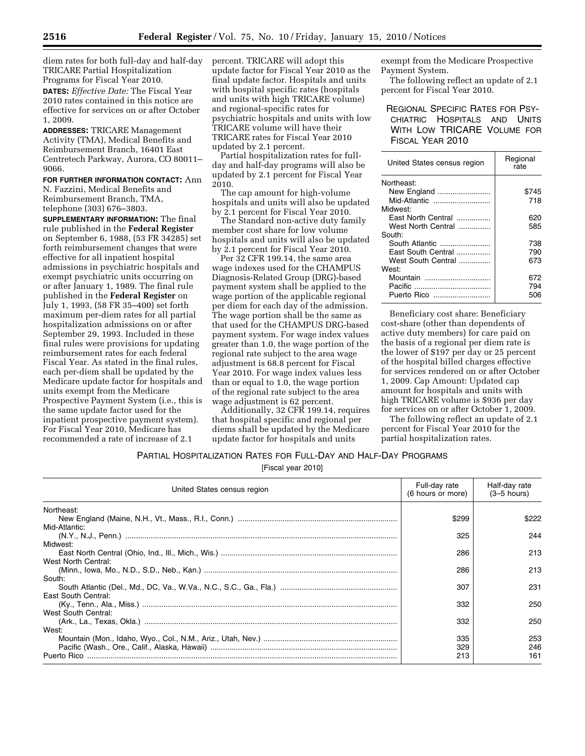diem rates for both full-day and half-day TRICARE Partial Hospitalization Programs for Fiscal Year 2010.

**DATES:** *Effective Date:* The Fiscal Year 2010 rates contained in this notice are effective for services on or after October 1, 2009.

**ADDRESSES:** TRICARE Management Activity (TMA), Medical Benefits and Reimbursement Branch, 16401 East Centretech Parkway, Aurora, CO 80011–9066.

**FOR FURTHER INFORMATION CONTACT:** Ann N. Fazzini, Medical Benefits and Reimbursement Branch, TMA, telephone (303) 676–3803.

**SUPPLEMENTARY INFORMATION:** The final rule published in the **Federal Register** on September 6, 1988, (53 FR 34285) set forth reimbursement changes that were effective for all inpatient hospital admissions in psychiatric hospitals and exempt psychiatric units occurring on or after January 1, 1989. The final rule published in the **Federal Register** on July 1, 1993, (58 FR 35–400) set forth maximum per-diem rates for all partial hospitalization admissions on or after September 29, 1993. Included in these final rules were provisions for updating reimbursement rates for each federal Fiscal Year. As stated in the final rules, each per-diem shall be updated by the Medicare update factor for hospitals and units exempt from the Medicare Prospective Payment System (i.e., this is the same update factor used for the inpatient prospective payment system). For Fiscal Year 2010, Medicare has recommended a rate of increase of 2.1 percent. TRICARE will adopt this update factor for Fiscal Year 2010 as the final update factor. Hospitals and units with hospital specific rates (hospitals and units with high TRICARE volume) and regional-specific rates for psychiatric hospitals and units with low TRICARE volume will have their TRICARE rates for Fiscal Year 2010 updated by 2.1 percent.

Partial hospitalization rates for full-day and half-day programs will also be updated by 2.1 percent for Fiscal Year 2010.

The cap amount for high-volume hospitals and units will also be updated by 2.1 percent for Fiscal Year 2010.

The Standard non-active duty family member cost share for low volume hospitals and units will also be updated by 2.1 percent for Fiscal Year 2010.

Per 32 CFR 199.14, the same area wage indexes used for the CHAMPUS Diagnosis-Related Group (DRG)-based payment system shall be applied to the wage portion of the applicable regional per diem for each day of the admission. The wage portion shall be the same as that used for the CHAMPUS DRG-based payment system. For wage index values greater than 1.0, the wage portion of the regional rate subject to the area wage adjustment is 68.8 percent for Fiscal Year 2010. For wage index values less than or equal to 1.0, the wage portion of the regional rate subject to the area wage adjustment is 62 percent.

Additionally, 32 CFR 199.14, requires that hospital specific and regional per diems shall be updated by the Medicare update factor for hospitals and units exempt from the Medicare Prospective Payment System.

The following reflect an update of 2.1 percent for Fiscal Year 2010.

REGIONAL SPECIFIC RATES FOR PSYCHIATRIC HOSPITALS AND UNITS WITH LOW TRICARE VOLUME FOR FISCAL YEAR 2010

| United States census region | Regional rate |
|---|---|
| Northeast: | |
| New England | $745 |
| Mid-Atlantic | 718 |
| Midwest: | |
| East North Central | 620 |
| West North Central | 585 |
| South: | |
| South Atlantic | 738 |
| East South Central | 790 |
| West South Central | 673 |
| West: | |
| Mountain | 672 |
| Pacific | 794 |
| Puerto Rico | 506 |

Beneficiary cost share: Beneficiary cost-share (other than dependents of active duty members) for care paid on the basis of a regional per diem rate is the lower of $197 per day or 25 percent of the hospital billed charges effective for services rendered on or after October 1, 2009. Cap Amount: Updated cap amount for hospitals and units with high TRICARE volume is $936 per day for services on or after October 1, 2009.

The following reflect an update of 2.1 percent for Fiscal Year 2010 for the partial hospitalization rates.

PARTIAL HOSPITALIZATION RATES FOR FULL-DAY AND HALF-DAY PROGRAMS

[Fiscal year 2010]

| United States census region | Full-day rate (6 hours or more) | Half-day rate (3–5 hours) |
|---|---|---|
| Northeast: | | |
| New England (Maine, N.H., Vt., Mass., R.I., Conn.) | $299 | $222 |
| Mid-Atlantic: | | |
| (N.Y., N.J., Penn.) | 325 | 244 |
| Midwest: | | |
| East North Central (Ohio, Ind., Ill., Mich., Wis.) | 286 | 213 |
| West North Central: | | |
| (Minn., Iowa, Mo., N.D., S.D., Neb., Kan.) | 286 | 213 |
| South: | | |
| South Atlantic (Del., Md., DC, Va., W.Va., N.C., S.C., Ga., Fla.) | 307 | 231 |
| East South Central: | | |
| (Ky., Tenn., Ala., Miss.) | 332 | 250 |
| West South Central: | | |
| (Ark., La., Texas, Okla.) | 332 | 250 |
| West: | | |
| Mountain (Mon., Idaho, Wyo., Col., N.M., Ariz., Utah, Nev.) | 335 | 253 |
| Pacific (Wash., Ore., Calif., Alaska, Hawaii) | 329 | 246 |
| Puerto Rico | 213 | 161 |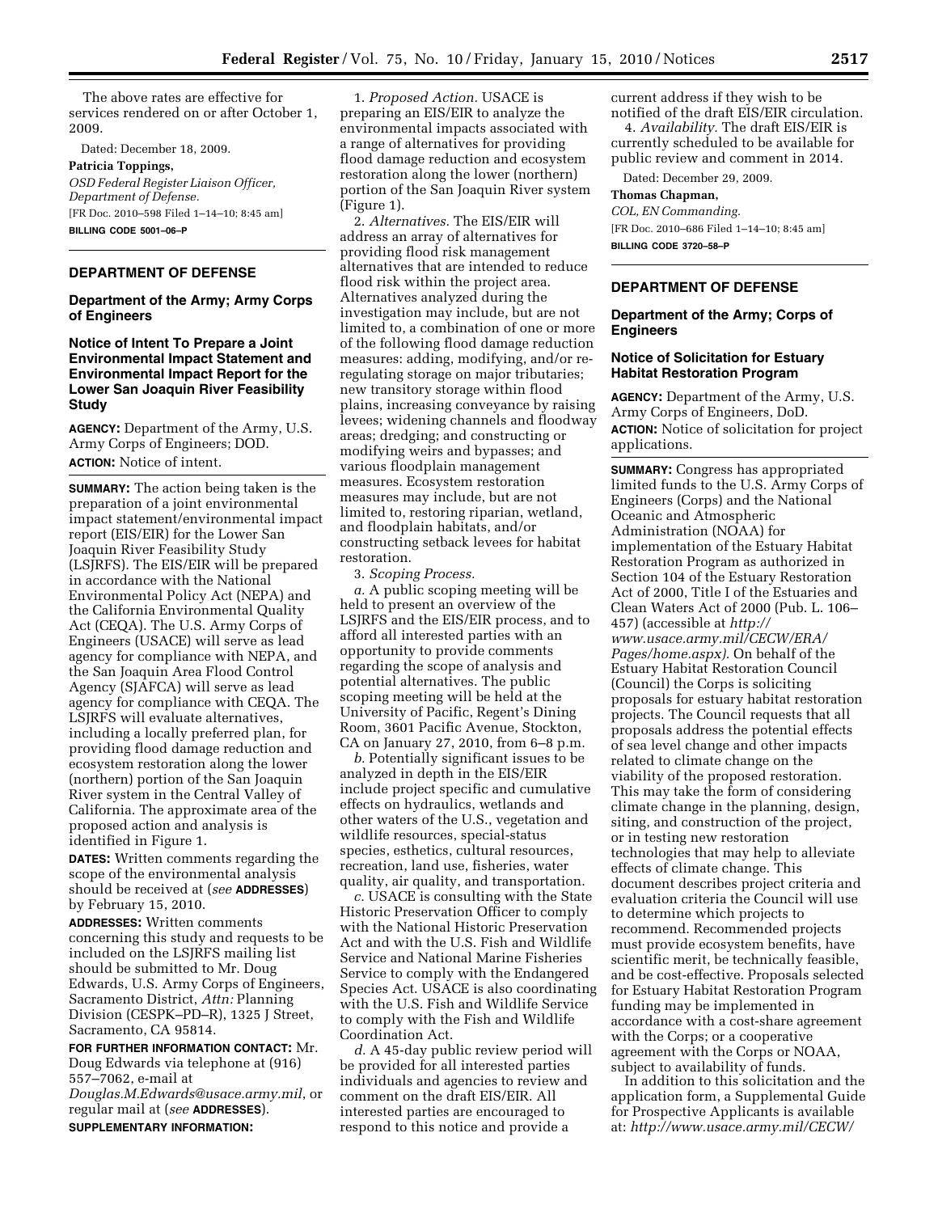The above rates are effective for services rendered on or after October 1, 2009.

Dated: December 18, 2009.

**Patricia Toppings,**

*OSD Federal Register Liaison Officer, Department of Defense.*

[FR Doc. 2010–598 Filed 1–14–10; 8:45 am]

**BILLING CODE 5001–06–P**

## DEPARTMENT OF DEFENSE

### Department of the Army; Army Corps of Engineers

### Notice of Intent To Prepare a Joint Environmental Impact Statement and Environmental Impact Report for the Lower San Joaquin River Feasibility Study

**AGENCY:** Department of the Army, U.S. Army Corps of Engineers; DOD.

**ACTION:** Notice of intent.

**SUMMARY:** The action being taken is the preparation of a joint environmental impact statement/environmental impact report (EIS/EIR) for the Lower San Joaquin River Feasibility Study (LSJRFS). The EIS/EIR will be prepared in accordance with the National Environmental Policy Act (NEPA) and the California Environmental Quality Act (CEQA). The U.S. Army Corps of Engineers (USACE) will serve as lead agency for compliance with NEPA, and the San Joaquin Area Flood Control Agency (SJAFCA) will serve as lead agency for compliance with CEQA. The LSJRFS will evaluate alternatives, including a locally preferred plan, for providing flood damage reduction and ecosystem restoration along the lower (northern) portion of the San Joaquin River system in the Central Valley of California. The approximate area of the proposed action and analysis is identified in Figure 1.

**DATES:** Written comments regarding the scope of the environmental analysis should be received at (*see* **ADDRESSES**) by February 15, 2010.

**ADDRESSES:** Written comments concerning this study and requests to be included on the LSJRFS mailing list should be submitted to Mr. Doug Edwards, U.S. Army Corps of Engineers, Sacramento District, *Attn:* Planning Division (CESPK–PD–R), 1325 J Street, Sacramento, CA 95814.

**FOR FURTHER INFORMATION CONTACT:** Mr. Doug Edwards via telephone at (916) 557–7062, e-mail at *Douglas.M.Edwards@usace.army.mil*, or regular mail at (*see* **ADDRESSES**).

**SUPPLEMENTARY INFORMATION:**

1. *Proposed Action.* USACE is preparing an EIS/EIR to analyze the environmental impacts associated with a range of alternatives for providing flood damage reduction and ecosystem restoration along the lower (northern) portion of the San Joaquin River system (Figure 1).

2. *Alternatives.* The EIS/EIR will address an array of alternatives for providing flood risk management alternatives that are intended to reduce flood risk within the project area. Alternatives analyzed during the investigation may include, but are not limited to, a combination of one or more of the following flood damage reduction measures: adding, modifying, and/or re-regulating storage on major tributaries; new transitory storage within flood plains, increasing conveyance by raising levees; widening channels and floodway areas; dredging; and constructing or modifying weirs and bypasses; and various floodplain management measures. Ecosystem restoration measures may include, but are not limited to, restoring riparian, wetland, and floodplain habitats, and/or constructing setback levees for habitat restoration.

3. *Scoping Process.*

*a.* A public scoping meeting will be held to present an overview of the LSJRFS and the EIS/EIR process, and to afford all interested parties with an opportunity to provide comments regarding the scope of analysis and potential alternatives. The public scoping meeting will be held at the University of Pacific, Regent's Dining Room, 3601 Pacific Avenue, Stockton, CA on January 27, 2010, from 6–8 p.m.

*b.* Potentially significant issues to be analyzed in depth in the EIS/EIR include project specific and cumulative effects on hydraulics, wetlands and other waters of the U.S., vegetation and wildlife resources, special-status species, esthetics, cultural resources, recreation, land use, fisheries, water quality, air quality, and transportation.

*c.* USACE is consulting with the State Historic Preservation Officer to comply with the National Historic Preservation Act and with the U.S. Fish and Wildlife Service and National Marine Fisheries Service to comply with the Endangered Species Act. USACE is also coordinating with the U.S. Fish and Wildlife Service to comply with the Fish and Wildlife Coordination Act.

*d.* A 45-day public review period will be provided for all interested parties individuals and agencies to review and comment on the draft EIS/EIR. All interested parties are encouraged to respond to this notice and provide a current address if they wish to be notified of the draft EIS/EIR circulation.

4. *Availability.* The draft EIS/EIR is currently scheduled to be available for public review and comment in 2014.

Dated: December 29, 2009.

**Thomas Chapman,**

*COL, EN Commanding.*

[FR Doc. 2010–686 Filed 1–14–10; 8:45 am]

**BILLING CODE 3720–58–P**

## DEPARTMENT OF DEFENSE

### Department of the Army; Corps of Engineers

### Notice of Solicitation for Estuary Habitat Restoration Program

**AGENCY:** Department of the Army, U.S. Army Corps of Engineers, DoD.

**ACTION:** Notice of solicitation for project applications.

**SUMMARY:** Congress has appropriated limited funds to the U.S. Army Corps of Engineers (Corps) and the National Oceanic and Atmospheric Administration (NOAA) for implementation of the Estuary Habitat Restoration Program as authorized in Section 104 of the Estuary Restoration Act of 2000, Title I of the Estuaries and Clean Waters Act of 2000 (Pub. L. 106–457) (accessible at *http://www.usace.army.mil/CECW/ERA/Pages/home.aspx).* On behalf of the Estuary Habitat Restoration Council (Council) the Corps is soliciting proposals for estuary habitat restoration projects. The Council requests that all proposals address the potential effects of sea level change and other impacts related to climate change on the viability of the proposed restoration. This may take the form of considering climate change in the planning, design, siting, and construction of the project, or in testing new restoration technologies that may help to alleviate effects of climate change. This document describes project criteria and evaluation criteria the Council will use to determine which projects to recommend. Recommended projects must provide ecosystem benefits, have scientific merit, be technically feasible, and be cost-effective. Proposals selected for Estuary Habitat Restoration Program funding may be implemented in accordance with a cost-share agreement with the Corps; or a cooperative agreement with the Corps or NOAA, subject to availability of funds.

In addition to this solicitation and the application form, a Supplemental Guide for Prospective Applicants is available at: *http://www.usace.army.mil/CECW/*